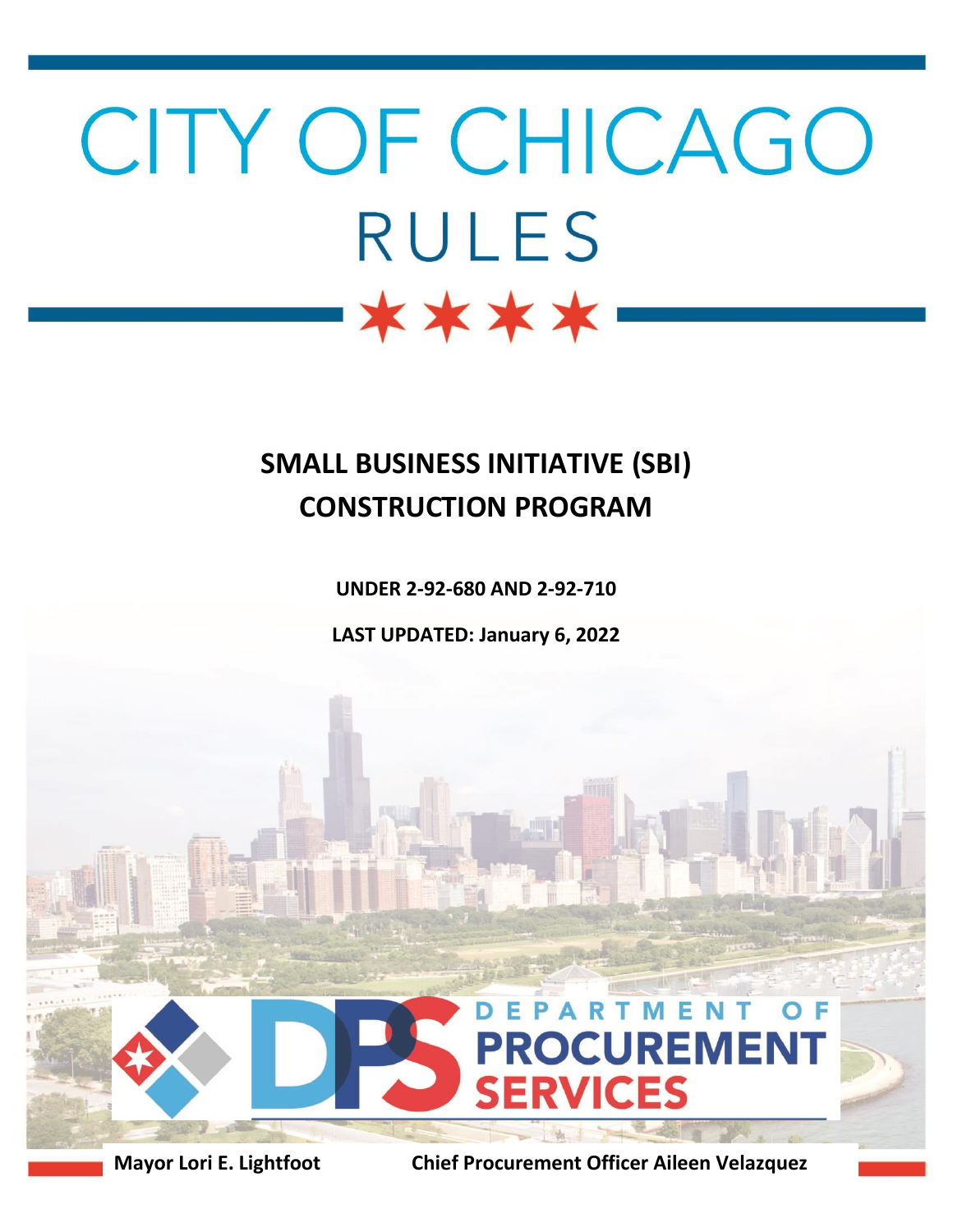# CITY OF CHICAGO

## RULES

## SMALL BUSINESS INITIATIVE (SBI) CONSTRUCTION PROGRAM

**UNDER 2-92-680 AND 2-92-710**

**LAST UPDATED: January 6, 2022**

DEPARTMENT OF PROCUREMENT SERVICES

**Mayor Lori E. Lightfoot** **Chief Procurement Officer Aileen Velazquez**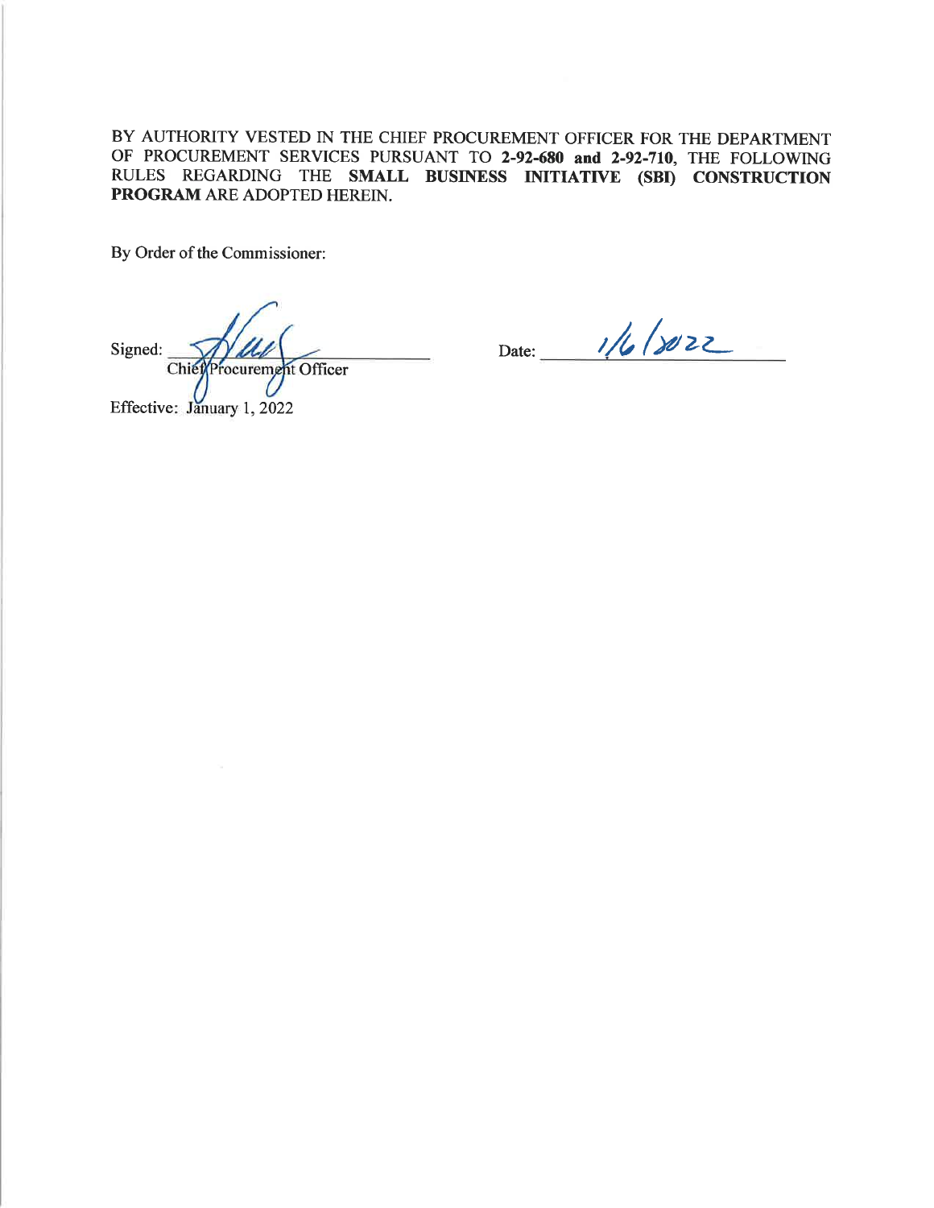BY AUTHORITY VESTED IN THE CHIEF PROCUREMENT OFFICER FOR THE DEPARTMENT OF PROCUREMENT SERVICES PURSUANT TO **2-92-680 and 2-92-710**, THE FOLLOWING RULES REGARDING THE **SMALL BUSINESS INITIATIVE (SBI) CONSTRUCTION PROGRAM** ARE ADOPTED HEREIN.

By Order of the Commissioner:

Signed: ______________________ Date: 1/6/2022
Chief Procurement Officer

Effective: January 1, 2022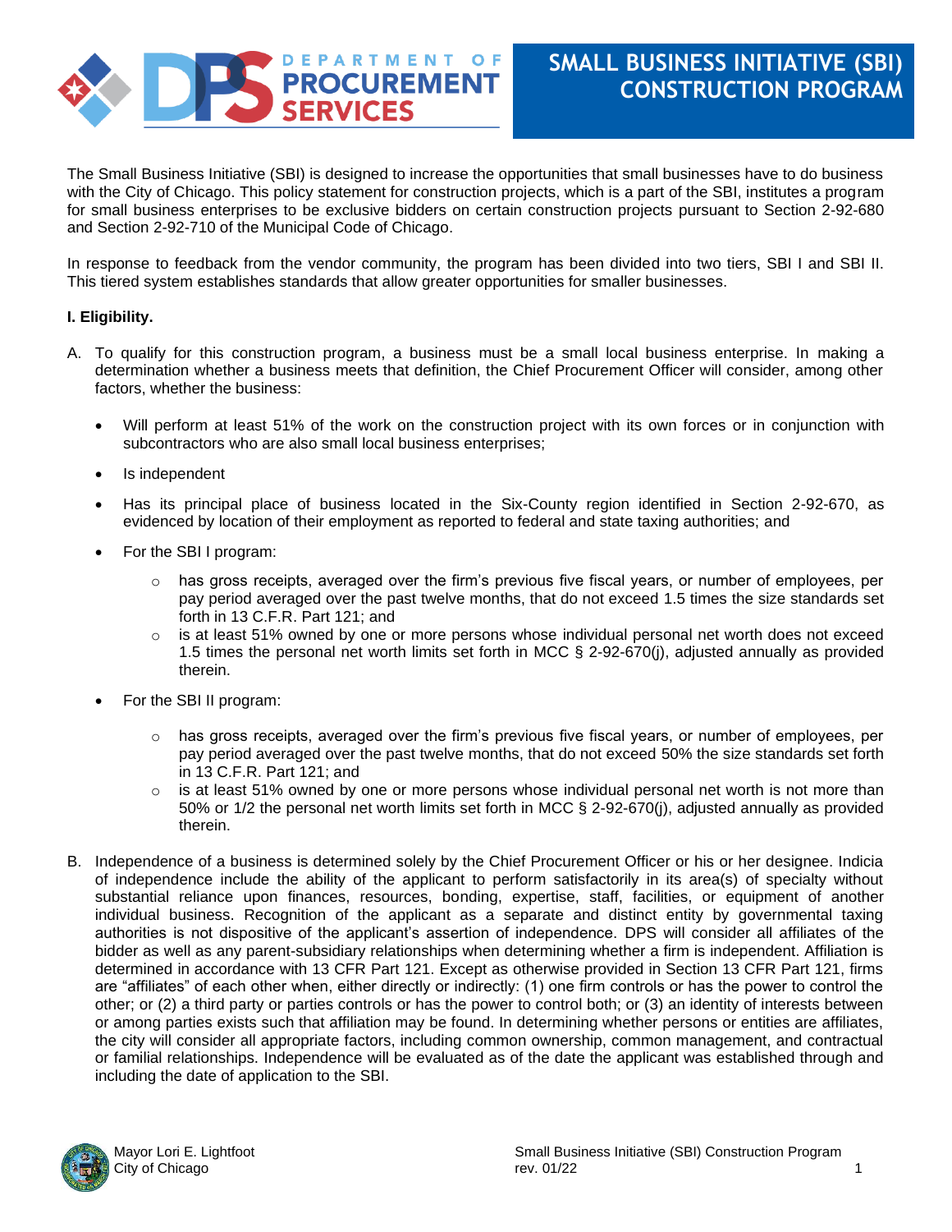# SMALL BUSINESS INITIATIVE (SBI) CONSTRUCTION PROGRAM

The Small Business Initiative (SBI) is designed to increase the opportunities that small businesses have to do business with the City of Chicago. This policy statement for construction projects, which is a part of the SBI, institutes a program for small business enterprises to be exclusive bidders on certain construction projects pursuant to Section 2-92-680 and Section 2-92-710 of the Municipal Code of Chicago.

In response to feedback from the vendor community, the program has been divided into two tiers, SBI I and SBI II. This tiered system establishes standards that allow greater opportunities for smaller businesses.

**I. Eligibility.**

A. To qualify for this construction program, a business must be a small local business enterprise. In making a determination whether a business meets that definition, the Chief Procurement Officer will consider, among other factors, whether the business:

- Will perform at least 51% of the work on the construction project with its own forces or in conjunction with subcontractors who are also small local business enterprises;
- Is independent
- Has its principal place of business located in the Six-County region identified in Section 2-92-670, as evidenced by location of their employment as reported to federal and state taxing authorities; and
- For the SBI I program:
  - has gross receipts, averaged over the firm's previous five fiscal years, or number of employees, per pay period averaged over the past twelve months, that do not exceed 1.5 times the size standards set forth in 13 C.F.R. Part 121; and
  - is at least 51% owned by one or more persons whose individual personal net worth does not exceed 1.5 times the personal net worth limits set forth in MCC § 2-92-670(j), adjusted annually as provided therein.
- For the SBI II program:
  - has gross receipts, averaged over the firm's previous five fiscal years, or number of employees, per pay period averaged over the past twelve months, that do not exceed 50% the size standards set forth in 13 C.F.R. Part 121; and
  - is at least 51% owned by one or more persons whose individual personal net worth is not more than 50% or 1/2 the personal net worth limits set forth in MCC § 2-92-670(j), adjusted annually as provided therein.

B. Independence of a business is determined solely by the Chief Procurement Officer or his or her designee. Indicia of independence include the ability of the applicant to perform satisfactorily in its area(s) of specialty without substantial reliance upon finances, resources, bonding, expertise, staff, facilities, or equipment of another individual business. Recognition of the applicant as a separate and distinct entity by governmental taxing authorities is not dispositive of the applicant's assertion of independence. DPS will consider all affiliates of the bidder as well as any parent-subsidiary relationships when determining whether a firm is independent. Affiliation is determined in accordance with 13 CFR Part 121. Except as otherwise provided in Section 13 CFR Part 121, firms are "affiliates" of each other when, either directly or indirectly: (1) one firm controls or has the power to control the other; or (2) a third party or parties controls or has the power to control both; or (3) an identity of interests between or among parties exists such that affiliation may be found. In determining whether persons or entities are affiliates, the city will consider all appropriate factors, including common ownership, common management, and contractual or familial relationships. Independence will be evaluated as of the date the applicant was established through and including the date of application to the SBI.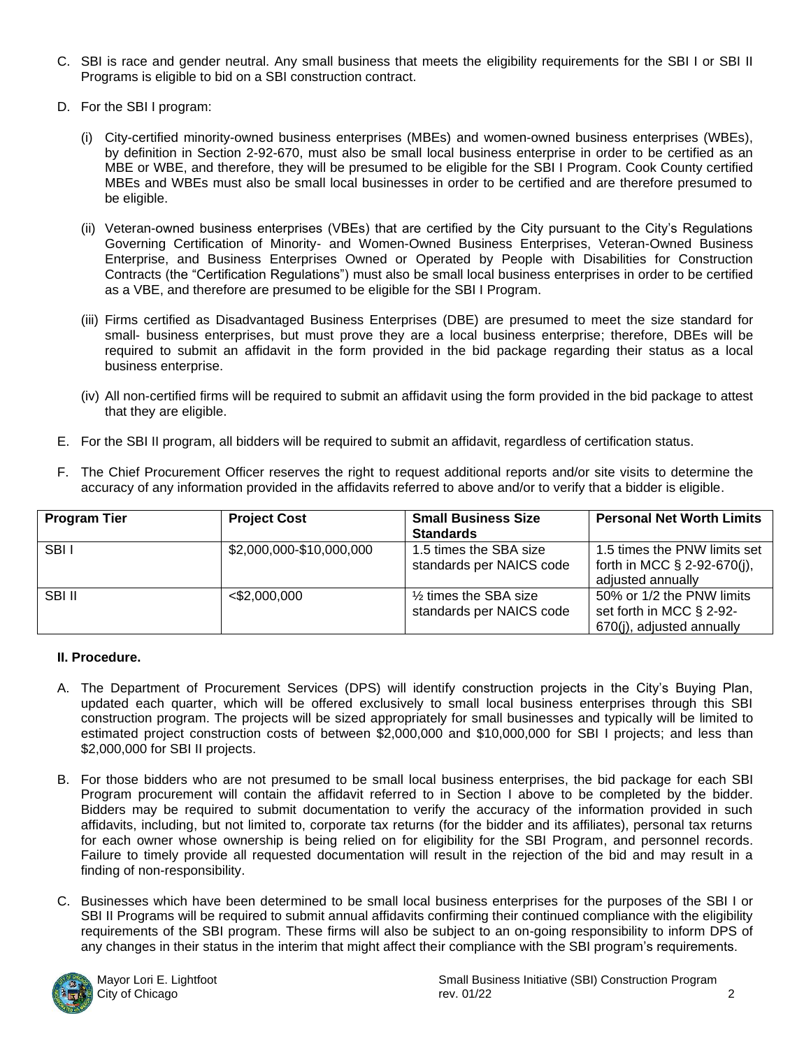C. SBI is race and gender neutral. Any small business that meets the eligibility requirements for the SBI I or SBI II Programs is eligible to bid on a SBI construction contract.

D. For the SBI I program:

(i) City-certified minority-owned business enterprises (MBEs) and women-owned business enterprises (WBEs), by definition in Section 2-92-670, must also be small local business enterprise in order to be certified as an MBE or WBE, and therefore, they will be presumed to be eligible for the SBI I Program. Cook County certified MBEs and WBEs must also be small local businesses in order to be certified and are therefore presumed to be eligible.

(ii) Veteran-owned business enterprises (VBEs) that are certified by the City pursuant to the City's Regulations Governing Certification of Minority- and Women-Owned Business Enterprises, Veteran-Owned Business Enterprise, and Business Enterprises Owned or Operated by People with Disabilities for Construction Contracts (the "Certification Regulations") must also be small local business enterprises in order to be certified as a VBE, and therefore are presumed to be eligible for the SBI I Program.

(iii) Firms certified as Disadvantaged Business Enterprises (DBE) are presumed to meet the size standard for small- business enterprises, but must prove they are a local business enterprise; therefore, DBEs will be required to submit an affidavit in the form provided in the bid package regarding their status as a local business enterprise.

(iv) All non-certified firms will be required to submit an affidavit using the form provided in the bid package to attest that they are eligible.

E. For the SBI II program, all bidders will be required to submit an affidavit, regardless of certification status.

F. The Chief Procurement Officer reserves the right to request additional reports and/or site visits to determine the accuracy of any information provided in the affidavits referred to above and/or to verify that a bidder is eligible.

| Program Tier | Project Cost | Small Business Size Standards | Personal Net Worth Limits |
|---|---|---|---|
| SBI I | $2,000,000-$10,000,000 | 1.5 times the SBA size standards per NAICS code | 1.5 times the PNW limits set forth in MCC § 2-92-670(j), adjusted annually |
| SBI II | <$2,000,000 | ½ times the SBA size standards per NAICS code | 50% or 1/2 the PNW limits set forth in MCC § 2-92-670(j), adjusted annually |

**II. Procedure.**

A. The Department of Procurement Services (DPS) will identify construction projects in the City's Buying Plan, updated each quarter, which will be offered exclusively to small local business enterprises through this SBI construction program. The projects will be sized appropriately for small businesses and typically will be limited to estimated project construction costs of between $2,000,000 and $10,000,000 for SBI I projects; and less than $2,000,000 for SBI II projects.

B. For those bidders who are not presumed to be small local business enterprises, the bid package for each SBI Program procurement will contain the affidavit referred to in Section I above to be completed by the bidder. Bidders may be required to submit documentation to verify the accuracy of the information provided in such affidavits, including, but not limited to, corporate tax returns (for the bidder and its affiliates), personal tax returns for each owner whose ownership is being relied on for eligibility for the SBI Program, and personnel records. Failure to timely provide all requested documentation will result in the rejection of the bid and may result in a finding of non-responsibility.

C. Businesses which have been determined to be small local business enterprises for the purposes of the SBI I or SBI II Programs will be required to submit annual affidavits confirming their continued compliance with the eligibility requirements of the SBI program. These firms will also be subject to an on-going responsibility to inform DPS of any changes in their status in the interim that might affect their compliance with the SBI program's requirements.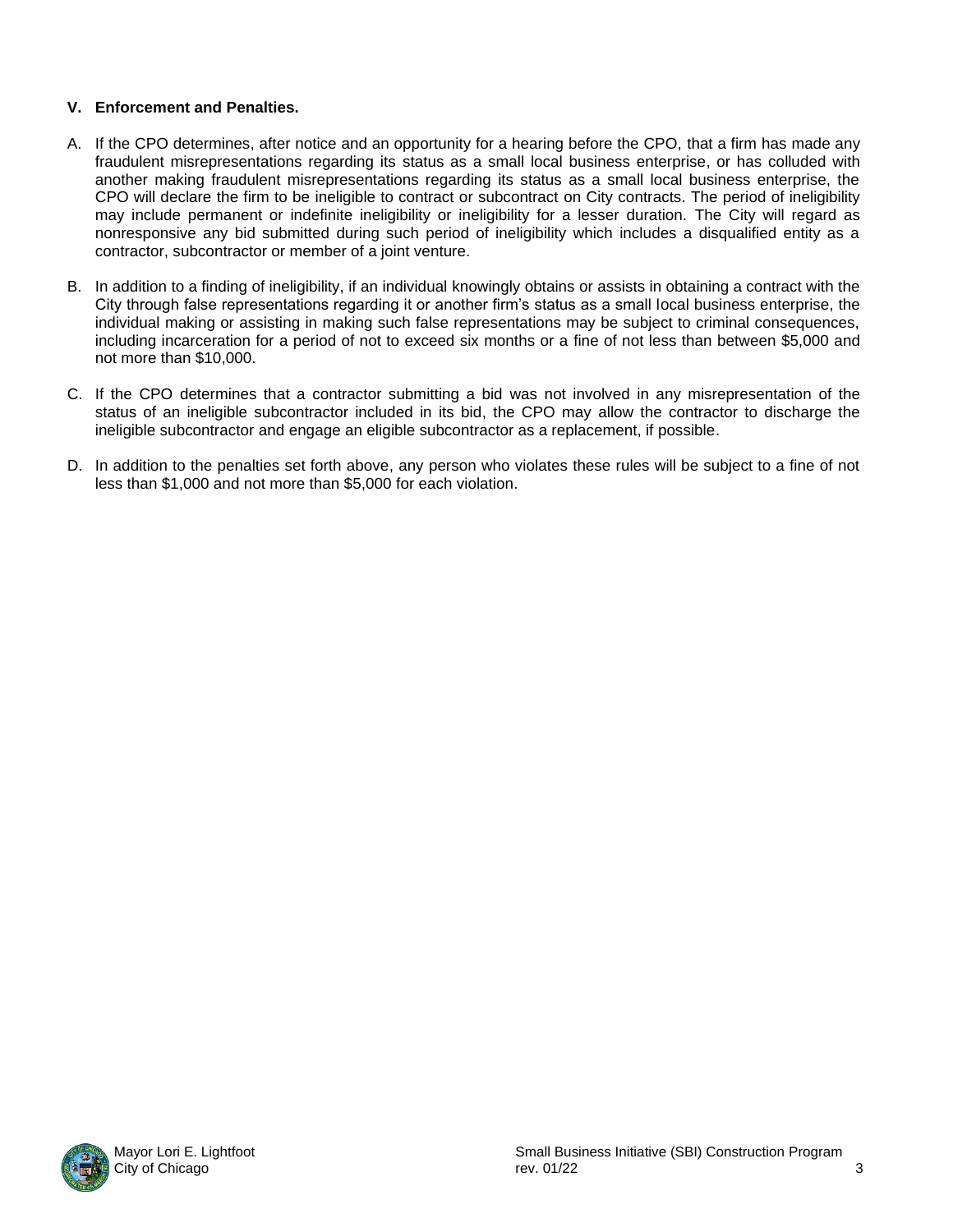### V. Enforcement and Penalties.

A. If the CPO determines, after notice and an opportunity for a hearing before the CPO, that a firm has made any fraudulent misrepresentations regarding its status as a small local business enterprise, or has colluded with another making fraudulent misrepresentations regarding its status as a small local business enterprise, the CPO will declare the firm to be ineligible to contract or subcontract on City contracts. The period of ineligibility may include permanent or indefinite ineligibility or ineligibility for a lesser duration. The City will regard as nonresponsive any bid submitted during such period of ineligibility which includes a disqualified entity as a contractor, subcontractor or member of a joint venture.

B. In addition to a finding of ineligibility, if an individual knowingly obtains or assists in obtaining a contract with the City through false representations regarding it or another firm's status as a small local business enterprise, the individual making or assisting in making such false representations may be subject to criminal consequences, including incarceration for a period of not to exceed six months or a fine of not less than between $5,000 and not more than $10,000.

C. If the CPO determines that a contractor submitting a bid was not involved in any misrepresentation of the status of an ineligible subcontractor included in its bid, the CPO may allow the contractor to discharge the ineligible subcontractor and engage an eligible subcontractor as a replacement, if possible.

D. In addition to the penalties set forth above, any person who violates these rules will be subject to a fine of not less than $1,000 and not more than $5,000 for each violation.